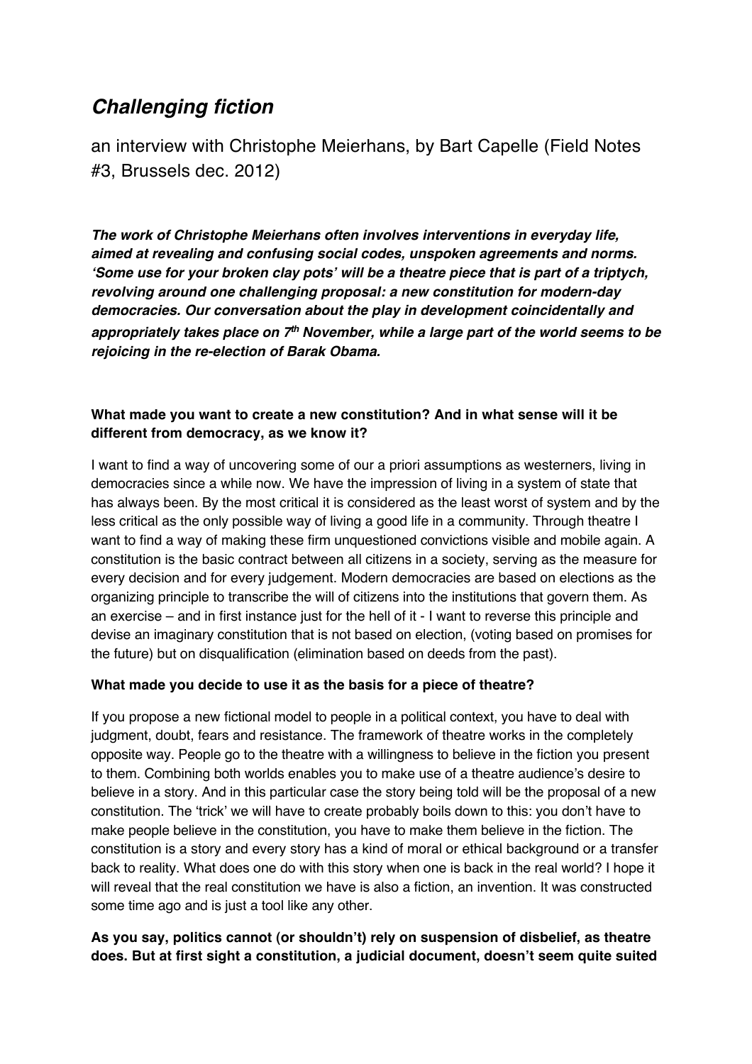# *Challenging fiction*

an interview with Christophe Meierhans, by Bart Capelle (Field Notes #3, Brussels dec. 2012)

***The work of Christophe Meierhans often involves interventions in everyday life, aimed at revealing and confusing social codes, unspoken agreements and norms. 'Some use for your broken clay pots' will be a theatre piece that is part of a triptych, revolving around one challenging proposal: a new constitution for modern-day democracies. Our conversation about the play in development coincidentally and appropriately takes place on 7th November, while a large part of the world seems to be rejoicing in the re-election of Barak Obama.***

**What made you want to create a new constitution? And in what sense will it be different from democracy, as we know it?**

I want to find a way of uncovering some of our a priori assumptions as westerners, living in democracies since a while now. We have the impression of living in a system of state that has always been. By the most critical it is considered as the least worst of system and by the less critical as the only possible way of living a good life in a community. Through theatre I want to find a way of making these firm unquestioned convictions visible and mobile again. A constitution is the basic contract between all citizens in a society, serving as the measure for every decision and for every judgement. Modern democracies are based on elections as the organizing principle to transcribe the will of citizens into the institutions that govern them. As an exercise – and in first instance just for the hell of it - I want to reverse this principle and devise an imaginary constitution that is not based on election, (voting based on promises for the future) but on disqualification (elimination based on deeds from the past).

**What made you decide to use it as the basis for a piece of theatre?**

If you propose a new fictional model to people in a political context, you have to deal with judgment, doubt, fears and resistance. The framework of theatre works in the completely opposite way. People go to the theatre with a willingness to believe in the fiction you present to them. Combining both worlds enables you to make use of a theatre audience's desire to believe in a story. And in this particular case the story being told will be the proposal of a new constitution. The 'trick' we will have to create probably boils down to this: you don't have to make people believe in the constitution, you have to make them believe in the fiction. The constitution is a story and every story has a kind of moral or ethical background or a transfer back to reality. What does one do with this story when one is back in the real world? I hope it will reveal that the real constitution we have is also a fiction, an invention. It was constructed some time ago and is just a tool like any other.

**As you say, politics cannot (or shouldn't) rely on suspension of disbelief, as theatre does. But at first sight a constitution, a judicial document, doesn't seem quite suited**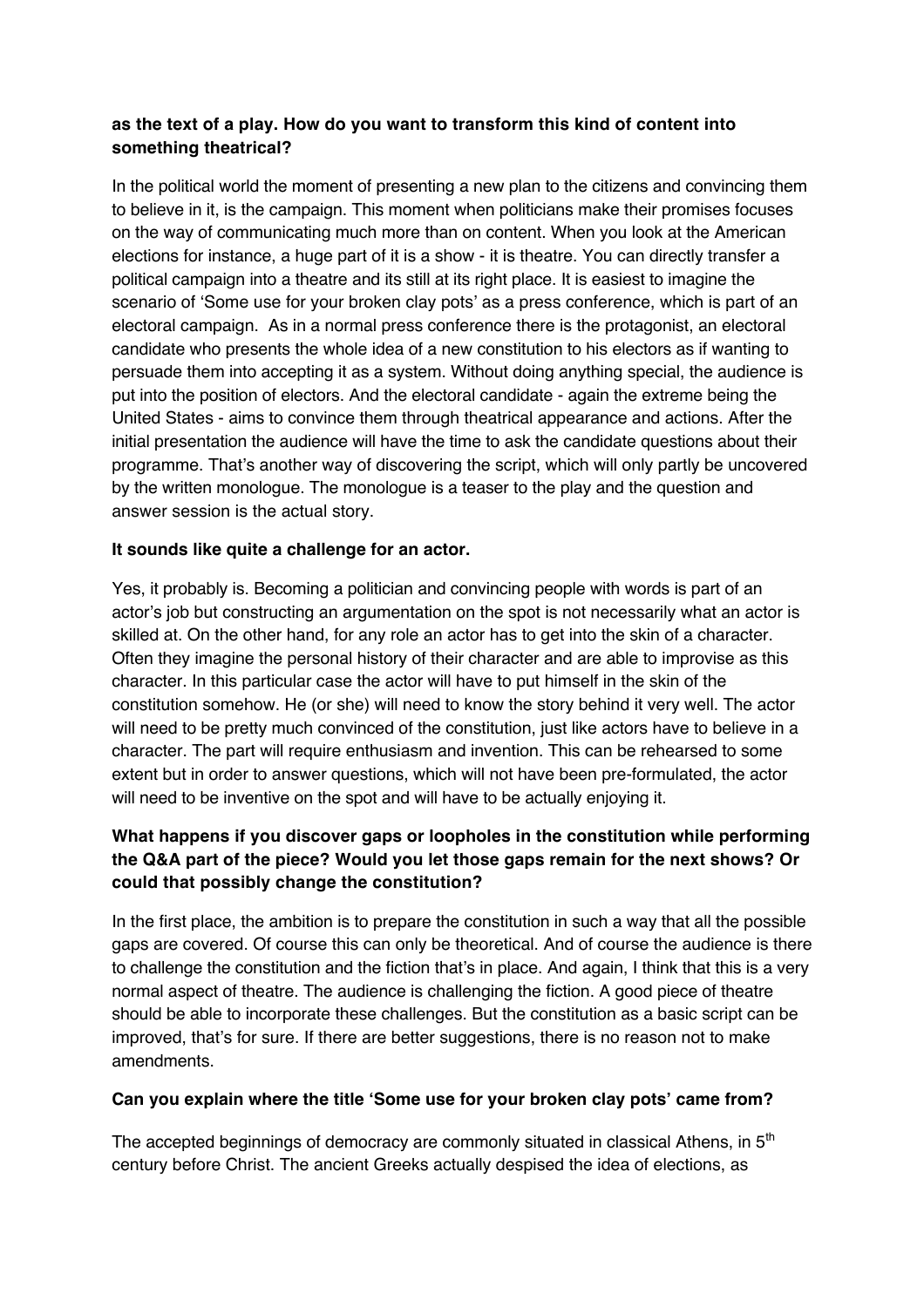**as the text of a play. How do you want to transform this kind of content into something theatrical?**

In the political world the moment of presenting a new plan to the citizens and convincing them to believe in it, is the campaign. This moment when politicians make their promises focuses on the way of communicating much more than on content. When you look at the American elections for instance, a huge part of it is a show - it is theatre. You can directly transfer a political campaign into a theatre and its still at its right place. It is easiest to imagine the scenario of 'Some use for your broken clay pots' as a press conference, which is part of an electoral campaign. As in a normal press conference there is the protagonist, an electoral candidate who presents the whole idea of a new constitution to his electors as if wanting to persuade them into accepting it as a system. Without doing anything special, the audience is put into the position of electors. And the electoral candidate - again the extreme being the United States - aims to convince them through theatrical appearance and actions. After the initial presentation the audience will have the time to ask the candidate questions about their programme. That's another way of discovering the script, which will only partly be uncovered by the written monologue. The monologue is a teaser to the play and the question and answer session is the actual story.

**It sounds like quite a challenge for an actor.**

Yes, it probably is. Becoming a politician and convincing people with words is part of an actor's job but constructing an argumentation on the spot is not necessarily what an actor is skilled at. On the other hand, for any role an actor has to get into the skin of a character. Often they imagine the personal history of their character and are able to improvise as this character. In this particular case the actor will have to put himself in the skin of the constitution somehow. He (or she) will need to know the story behind it very well. The actor will need to be pretty much convinced of the constitution, just like actors have to believe in a character. The part will require enthusiasm and invention. This can be rehearsed to some extent but in order to answer questions, which will not have been pre-formulated, the actor will need to be inventive on the spot and will have to be actually enjoying it.

**What happens if you discover gaps or loopholes in the constitution while performing the Q&A part of the piece? Would you let those gaps remain for the next shows? Or could that possibly change the constitution?**

In the first place, the ambition is to prepare the constitution in such a way that all the possible gaps are covered. Of course this can only be theoretical. And of course the audience is there to challenge the constitution and the fiction that's in place. And again, I think that this is a very normal aspect of theatre. The audience is challenging the fiction. A good piece of theatre should be able to incorporate these challenges. But the constitution as a basic script can be improved, that's for sure. If there are better suggestions, there is no reason not to make amendments.

**Can you explain where the title 'Some use for your broken clay pots' came from?**

The accepted beginnings of democracy are commonly situated in classical Athens, in 5th century before Christ. The ancient Greeks actually despised the idea of elections, as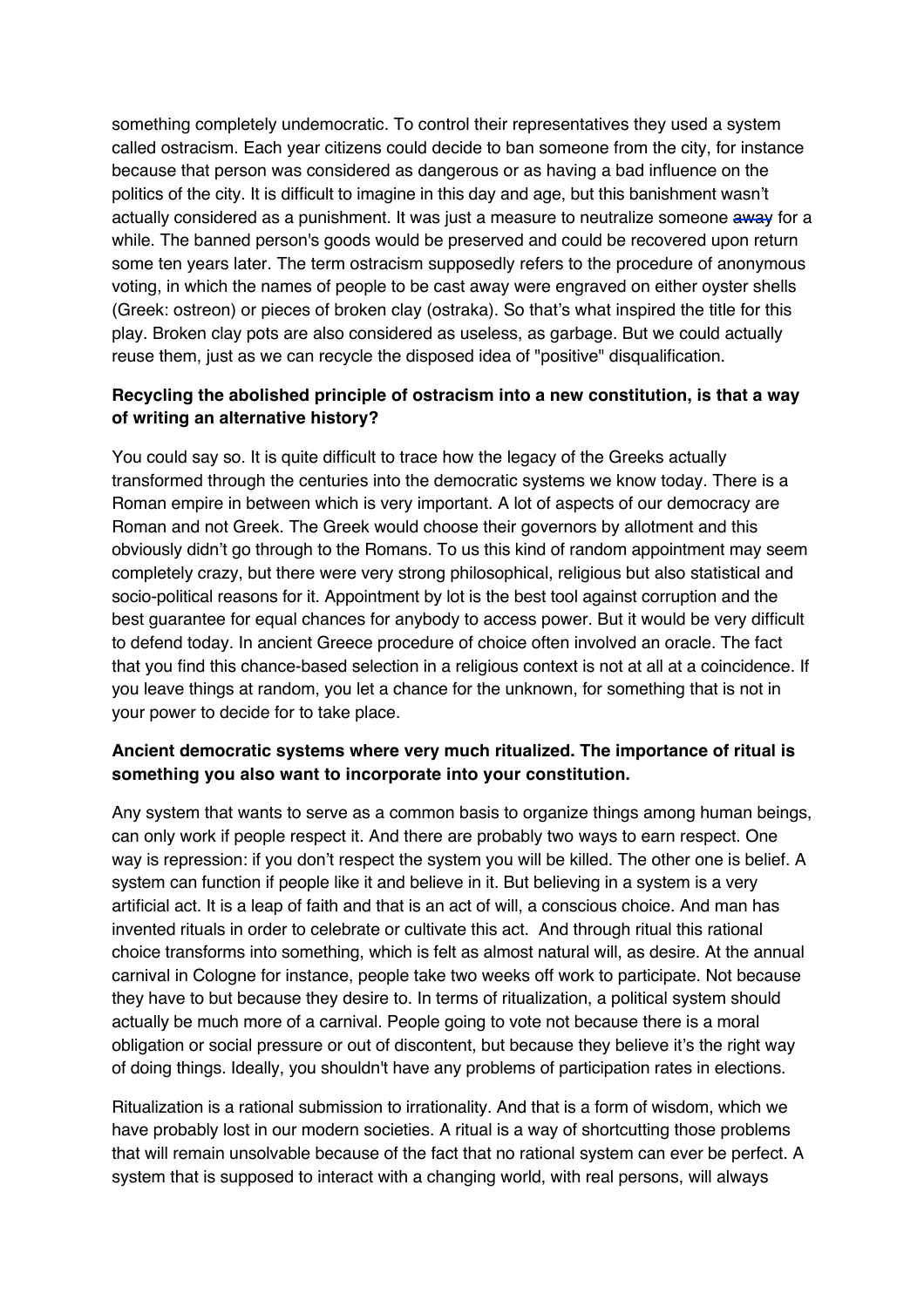something completely undemocratic. To control their representatives they used a system called ostracism. Each year citizens could decide to ban someone from the city, for instance because that person was considered as dangerous or as having a bad influence on the politics of the city. It is difficult to imagine in this day and age, but this banishment wasn't actually considered as a punishment. It was just a measure to neutralize someone ~~away~~ for a while. The banned person's goods would be preserved and could be recovered upon return some ten years later. The term ostracism supposedly refers to the procedure of anonymous voting, in which the names of people to be cast away were engraved on either oyster shells (Greek: ostreon) or pieces of broken clay (ostraka). So that's what inspired the title for this play. Broken clay pots are also considered as useless, as garbage. But we could actually reuse them, just as we can recycle the disposed idea of "positive" disqualification.

**Recycling the abolished principle of ostracism into a new constitution, is that a way of writing an alternative history?**

You could say so. It is quite difficult to trace how the legacy of the Greeks actually transformed through the centuries into the democratic systems we know today. There is a Roman empire in between which is very important. A lot of aspects of our democracy are Roman and not Greek. The Greek would choose their governors by allotment and this obviously didn't go through to the Romans. To us this kind of random appointment may seem completely crazy, but there were very strong philosophical, religious but also statistical and socio-political reasons for it. Appointment by lot is the best tool against corruption and the best guarantee for equal chances for anybody to access power. But it would be very difficult to defend today. In ancient Greece procedure of choice often involved an oracle. The fact that you find this chance-based selection in a religious context is not at all at a coincidence. If you leave things at random, you let a chance for the unknown, for something that is not in your power to decide for to take place.

**Ancient democratic systems where very much ritualized. The importance of ritual is something you also want to incorporate into your constitution.**

Any system that wants to serve as a common basis to organize things among human beings, can only work if people respect it. And there are probably two ways to earn respect. One way is repression: if you don't respect the system you will be killed. The other one is belief. A system can function if people like it and believe in it. But believing in a system is a very artificial act. It is a leap of faith and that is an act of will, a conscious choice. And man has invented rituals in order to celebrate or cultivate this act. And through ritual this rational choice transforms into something, which is felt as almost natural will, as desire. At the annual carnival in Cologne for instance, people take two weeks off work to participate. Not because they have to but because they desire to. In terms of ritualization, a political system should actually be much more of a carnival. People going to vote not because there is a moral obligation or social pressure or out of discontent, but because they believe it's the right way of doing things. Ideally, you shouldn't have any problems of participation rates in elections.

Ritualization is a rational submission to irrationality. And that is a form of wisdom, which we have probably lost in our modern societies. A ritual is a way of shortcutting those problems that will remain unsolvable because of the fact that no rational system can ever be perfect. A system that is supposed to interact with a changing world, with real persons, will always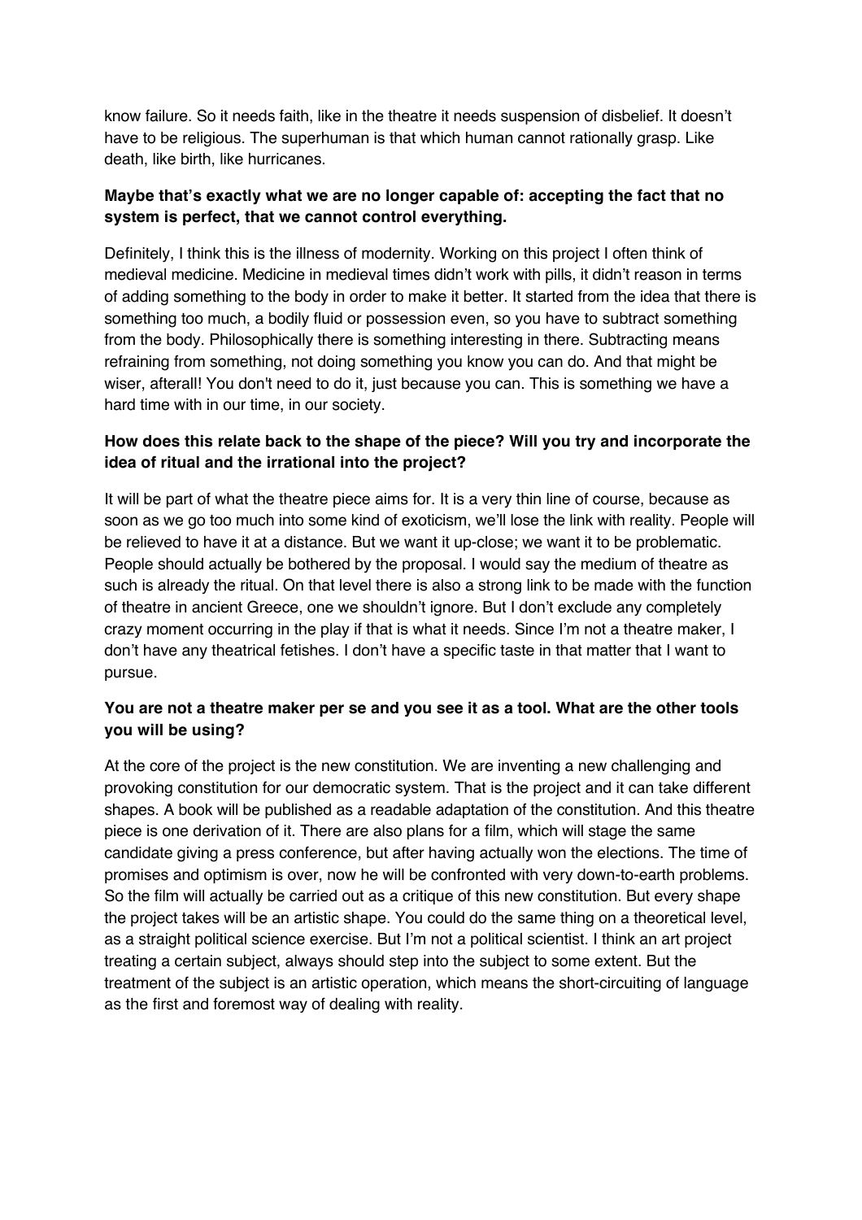know failure. So it needs faith, like in the theatre it needs suspension of disbelief. It doesn't have to be religious. The superhuman is that which human cannot rationally grasp. Like death, like birth, like hurricanes.

**Maybe that's exactly what we are no longer capable of: accepting the fact that no system is perfect, that we cannot control everything.**

Definitely, I think this is the illness of modernity. Working on this project I often think of medieval medicine. Medicine in medieval times didn't work with pills, it didn't reason in terms of adding something to the body in order to make it better. It started from the idea that there is something too much, a bodily fluid or possession even, so you have to subtract something from the body. Philosophically there is something interesting in there. Subtracting means refraining from something, not doing something you know you can do. And that might be wiser, afterall! You don't need to do it, just because you can. This is something we have a hard time with in our time, in our society.

**How does this relate back to the shape of the piece? Will you try and incorporate the idea of ritual and the irrational into the project?**

It will be part of what the theatre piece aims for. It is a very thin line of course, because as soon as we go too much into some kind of exoticism, we'll lose the link with reality. People will be relieved to have it at a distance. But we want it up-close; we want it to be problematic. People should actually be bothered by the proposal. I would say the medium of theatre as such is already the ritual. On that level there is also a strong link to be made with the function of theatre in ancient Greece, one we shouldn't ignore. But I don't exclude any completely crazy moment occurring in the play if that is what it needs. Since I'm not a theatre maker, I don't have any theatrical fetishes. I don't have a specific taste in that matter that I want to pursue.

**You are not a theatre maker per se and you see it as a tool. What are the other tools you will be using?**

At the core of the project is the new constitution. We are inventing a new challenging and provoking constitution for our democratic system. That is the project and it can take different shapes. A book will be published as a readable adaptation of the constitution. And this theatre piece is one derivation of it. There are also plans for a film, which will stage the same candidate giving a press conference, but after having actually won the elections. The time of promises and optimism is over, now he will be confronted with very down-to-earth problems. So the film will actually be carried out as a critique of this new constitution. But every shape the project takes will be an artistic shape. You could do the same thing on a theoretical level, as a straight political science exercise. But I'm not a political scientist. I think an art project treating a certain subject, always should step into the subject to some extent. But the treatment of the subject is an artistic operation, which means the short-circuiting of language as the first and foremost way of dealing with reality.